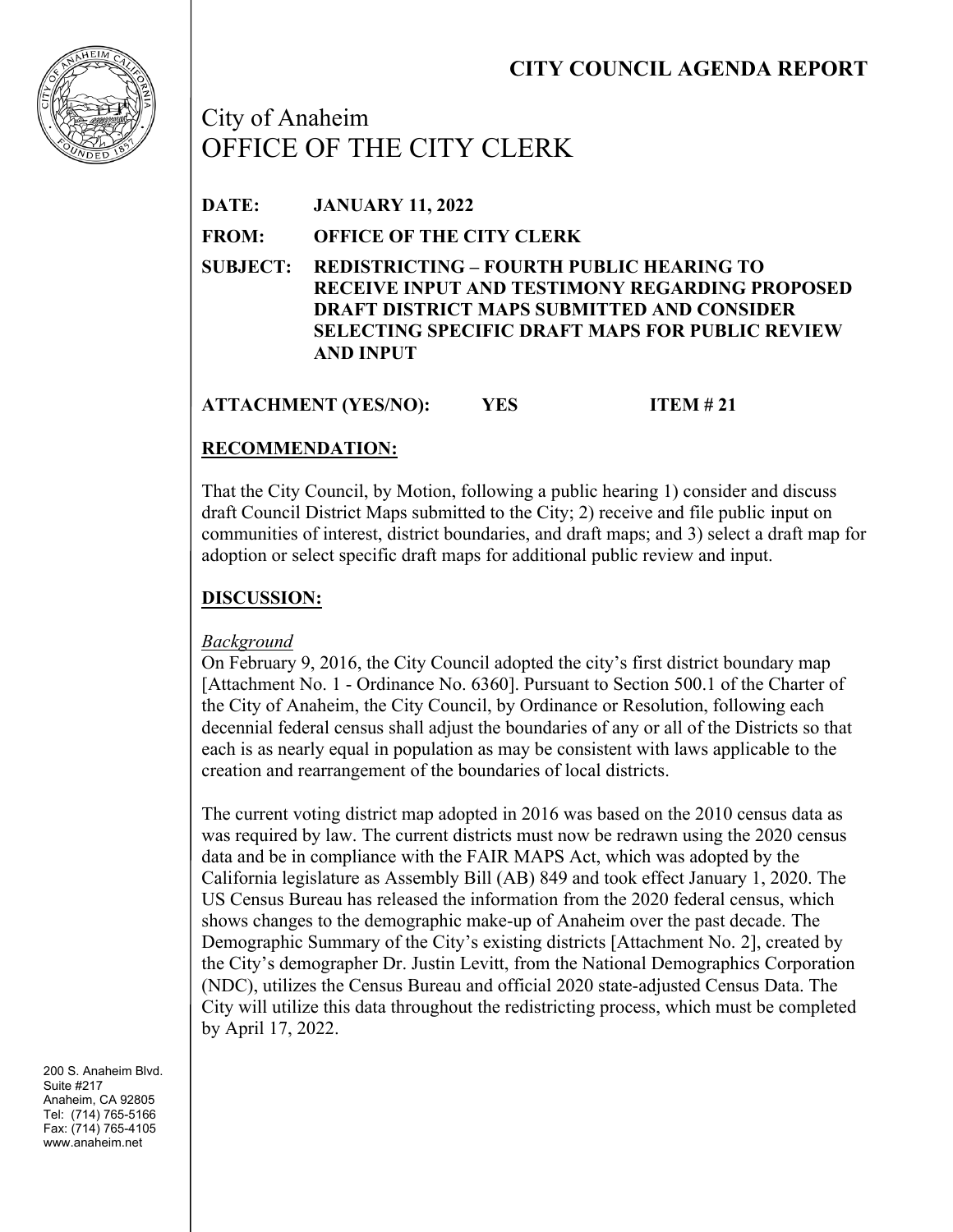# CITY COUNCIL AGENDA REPORT

City of Anaheim
OFFICE OF THE CITY CLERK

**DATE:** **JANUARY 11, 2022**

**FROM:** **OFFICE OF THE CITY CLERK**

**SUBJECT:** **REDISTRICTING – FOURTH PUBLIC HEARING TO RECEIVE INPUT AND TESTIMONY REGARDING PROPOSED DRAFT DISTRICT MAPS SUBMITTED AND CONSIDER SELECTING SPECIFIC DRAFT MAPS FOR PUBLIC REVIEW AND INPUT**

**ATTACHMENT (YES/NO):** **YES** **ITEM # 21**

## RECOMMENDATION:

That the City Council, by Motion, following a public hearing 1) consider and discuss draft Council District Maps submitted to the City; 2) receive and file public input on communities of interest, district boundaries, and draft maps; and 3) select a draft map for adoption or select specific draft maps for additional public review and input.

## DISCUSSION:

*Background*

On February 9, 2016, the City Council adopted the city's first district boundary map [Attachment No. 1 - Ordinance No. 6360]. Pursuant to Section 500.1 of the Charter of the City of Anaheim, the City Council, by Ordinance or Resolution, following each decennial federal census shall adjust the boundaries of any or all of the Districts so that each is as nearly equal in population as may be consistent with laws applicable to the creation and rearrangement of the boundaries of local districts.

The current voting district map adopted in 2016 was based on the 2010 census data as was required by law. The current districts must now be redrawn using the 2020 census data and be in compliance with the FAIR MAPS Act, which was adopted by the California legislature as Assembly Bill (AB) 849 and took effect January 1, 2020. The US Census Bureau has released the information from the 2020 federal census, which shows changes to the demographic make-up of Anaheim over the past decade. The Demographic Summary of the City's existing districts [Attachment No. 2], created by the City's demographer Dr. Justin Levitt, from the National Demographics Corporation (NDC), utilizes the Census Bureau and official 2020 state-adjusted Census Data. The City will utilize this data throughout the redistricting process, which must be completed by April 17, 2022.

200 S. Anaheim Blvd.
Suite #217
Anaheim, CA 92805
Tel: (714) 765-5166
Fax: (714) 765-4105
www.anaheim.net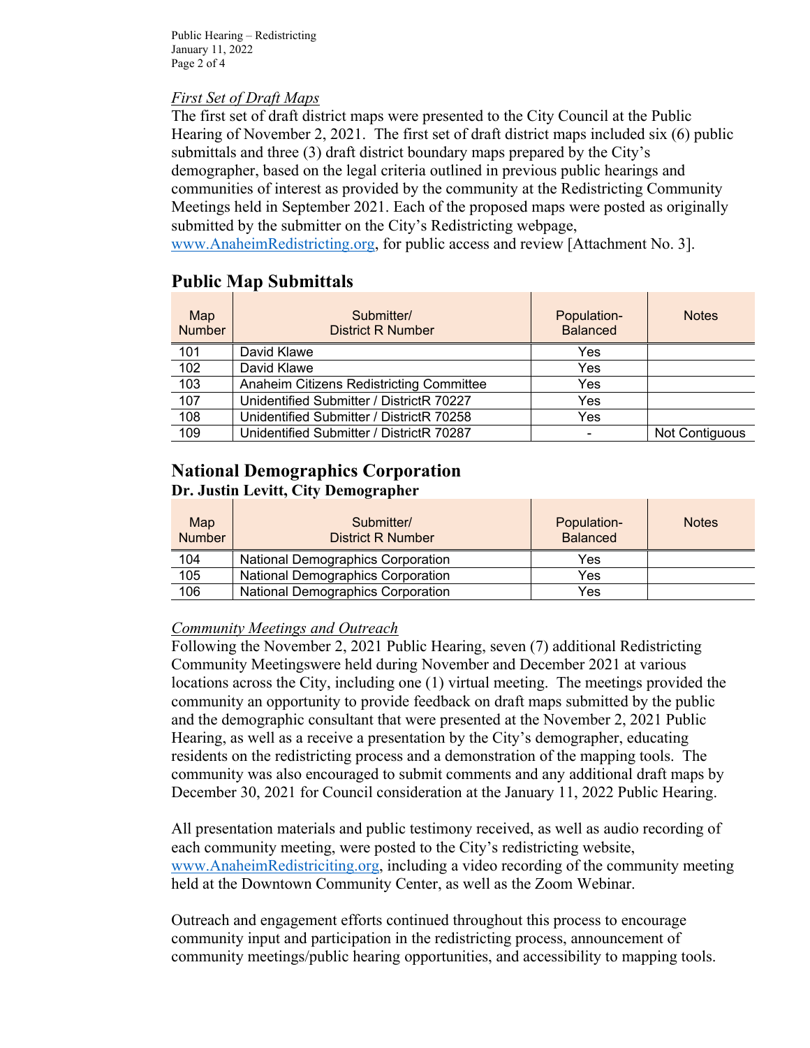*First Set of Draft Maps*

The first set of draft district maps were presented to the City Council at the Public Hearing of November 2, 2021. The first set of draft district maps included six (6) public submittals and three (3) draft district boundary maps prepared by the City's demographer, based on the legal criteria outlined in previous public hearings and communities of interest as provided by the community at the Redistricting Community Meetings held in September 2021. Each of the proposed maps were posted as originally submitted by the submitter on the City's Redistricting webpage, www.AnaheimRedistricting.org, for public access and review [Attachment No. 3].

## Public Map Submittals

| Map Number | Submitter/ District R Number | Population-Balanced | Notes |
|---|---|---|---|
| 101 | David Klawe | Yes | |
| 102 | David Klawe | Yes | |
| 103 | Anaheim Citizens Redistricting Committee | Yes | |
| 107 | Unidentified Submitter / DistrictR 70227 | Yes | |
| 108 | Unidentified Submitter / DistrictR 70258 | Yes | |
| 109 | Unidentified Submitter / DistrictR 70287 | - | Not Contiguous |

## National Demographics Corporation

### Dr. Justin Levitt, City Demographer

| Map Number | Submitter/ District R Number | Population-Balanced | Notes |
|---|---|---|---|
| 104 | National Demographics Corporation | Yes | |
| 105 | National Demographics Corporation | Yes | |
| 106 | National Demographics Corporation | Yes | |

*Community Meetings and Outreach*

Following the November 2, 2021 Public Hearing, seven (7) additional Redistricting Community Meetingswere held during November and December 2021 at various locations across the City, including one (1) virtual meeting. The meetings provided the community an opportunity to provide feedback on draft maps submitted by the public and the demographic consultant that were presented at the November 2, 2021 Public Hearing, as well as a receive a presentation by the City's demographer, educating residents on the redistricting process and a demonstration of the mapping tools. The community was also encouraged to submit comments and any additional draft maps by December 30, 2021 for Council consideration at the January 11, 2022 Public Hearing.

All presentation materials and public testimony received, as well as audio recording of each community meeting, were posted to the City's redistricting website, www.AnaheimRedistriciting.org, including a video recording of the community meeting held at the Downtown Community Center, as well as the Zoom Webinar.

Outreach and engagement efforts continued throughout this process to encourage community input and participation in the redistricting process, announcement of community meetings/public hearing opportunities, and accessibility to mapping tools.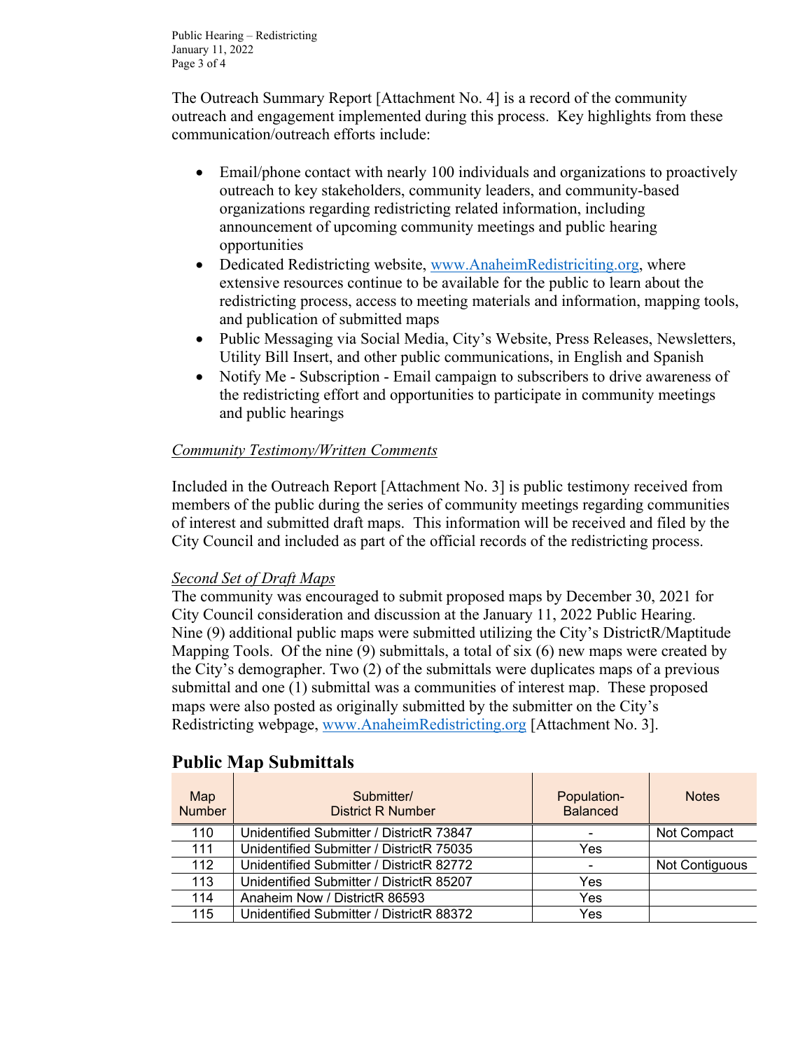The Outreach Summary Report [Attachment No. 4] is a record of the community outreach and engagement implemented during this process. Key highlights from these communication/outreach efforts include:

- Email/phone contact with nearly 100 individuals and organizations to proactively outreach to key stakeholders, community leaders, and community-based organizations regarding redistricting related information, including announcement of upcoming community meetings and public hearing opportunities
- Dedicated Redistricting website, www.AnaheimRedistriciting.org, where extensive resources continue to be available for the public to learn about the redistricting process, access to meeting materials and information, mapping tools, and publication of submitted maps
- Public Messaging via Social Media, City's Website, Press Releases, Newsletters, Utility Bill Insert, and other public communications, in English and Spanish
- Notify Me - Subscription - Email campaign to subscribers to drive awareness of the redistricting effort and opportunities to participate in community meetings and public hearings

*Community Testimony/Written Comments*

Included in the Outreach Report [Attachment No. 3] is public testimony received from members of the public during the series of community meetings regarding communities of interest and submitted draft maps. This information will be received and filed by the City Council and included as part of the official records of the redistricting process.

*Second Set of Draft Maps*

The community was encouraged to submit proposed maps by December 30, 2021 for City Council consideration and discussion at the January 11, 2022 Public Hearing. Nine (9) additional public maps were submitted utilizing the City's DistrictR/Maptitude Mapping Tools. Of the nine (9) submittals, a total of six (6) new maps were created by the City's demographer. Two (2) of the submittals were duplicates maps of a previous submittal and one (1) submittal was a communities of interest map. These proposed maps were also posted as originally submitted by the submitter on the City's Redistricting webpage, www.AnaheimRedistricting.org [Attachment No. 3].

## Public Map Submittals

| Map Number | Submitter/ District R Number | Population-Balanced | Notes |
|---|---|---|---|
| 110 | Unidentified Submitter / DistrictR 73847 | - | Not Compact |
| 111 | Unidentified Submitter / DistrictR 75035 | Yes | |
| 112 | Unidentified Submitter / DistrictR 82772 | - | Not Contiguous |
| 113 | Unidentified Submitter / DistrictR 85207 | Yes | |
| 114 | Anaheim Now / DistrictR 86593 | Yes | |
| 115 | Unidentified Submitter / DistrictR 88372 | Yes | |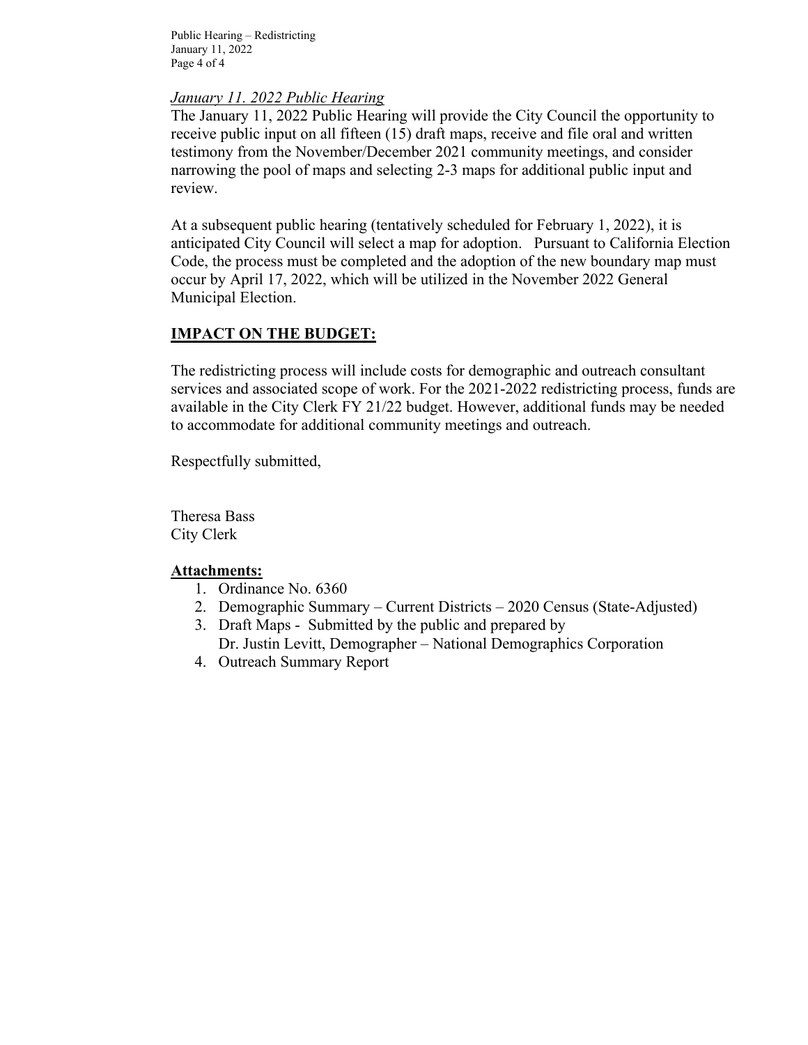*January 11. 2022 Public Hearing*

The January 11, 2022 Public Hearing will provide the City Council the opportunity to receive public input on all fifteen (15) draft maps, receive and file oral and written testimony from the November/December 2021 community meetings, and consider narrowing the pool of maps and selecting 2-3 maps for additional public input and review.

At a subsequent public hearing (tentatively scheduled for February 1, 2022), it is anticipated City Council will select a map for adoption. Pursuant to California Election Code, the process must be completed and the adoption of the new boundary map must occur by April 17, 2022, which will be utilized in the November 2022 General Municipal Election.

## IMPACT ON THE BUDGET:

The redistricting process will include costs for demographic and outreach consultant services and associated scope of work. For the 2021-2022 redistricting process, funds are available in the City Clerk FY 21/22 budget. However, additional funds may be needed to accommodate for additional community meetings and outreach.

Respectfully submitted,

Theresa Bass
City Clerk

**Attachments:**

1. Ordinance No. 6360
2. Demographic Summary – Current Districts – 2020 Census (State-Adjusted)
3. Draft Maps - Submitted by the public and prepared by Dr. Justin Levitt, Demographer – National Demographics Corporation
4. Outreach Summary Report